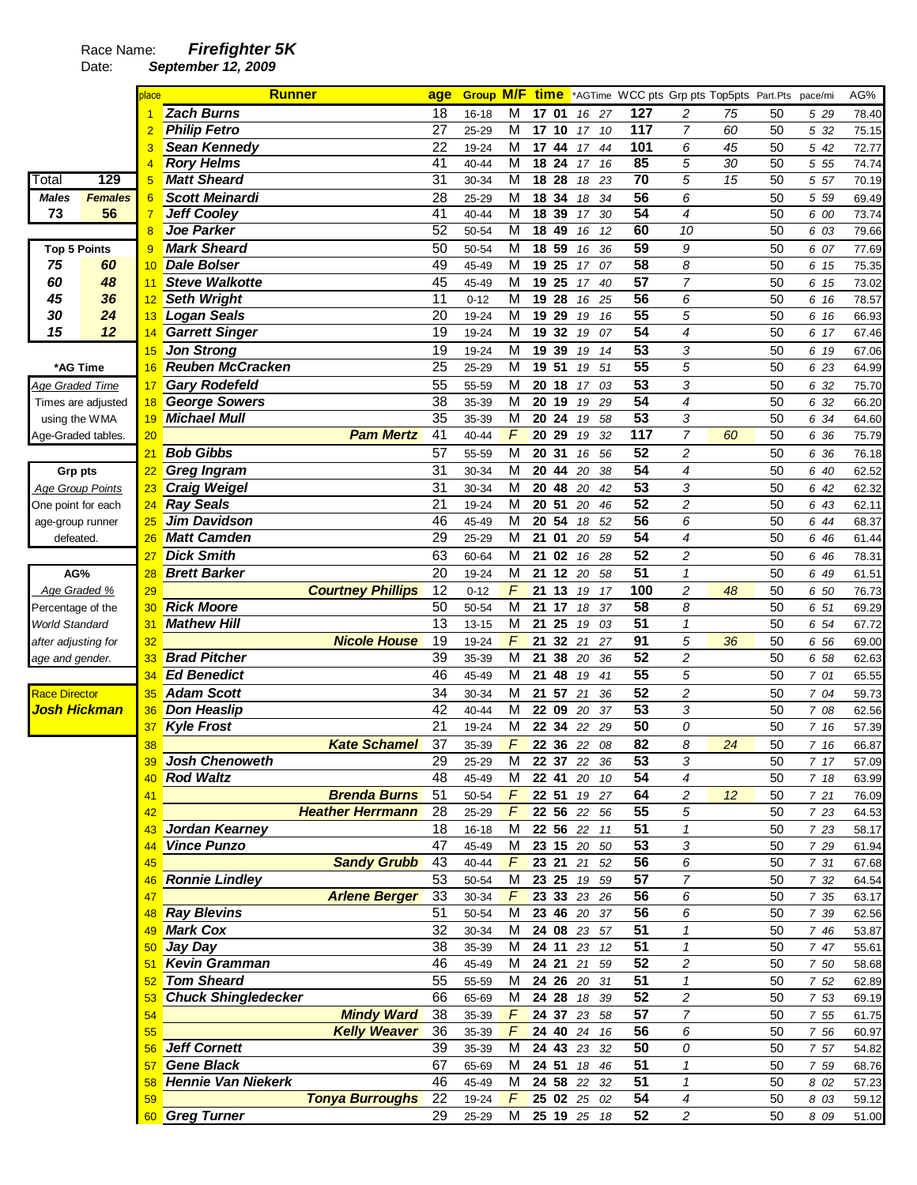Race Name: ***Firefighter 5K***

Date: ***September 12, 2009***

| Total | 129 |
|---|---|
| **Males** | **Females** |
| 73 | 56 |

| Top 5 Points | |
|---|---|
| 75 | 60 |
| 60 | 48 |
| 45 | 36 |
| 30 | 24 |
| 15 | 12 |

**\*AG Time**
*Age Graded Time*
Times are adjusted using the WMA Age-Graded tables.

**Grp pts**
*Age Group Points*
One point for each age-group runner defeated.

**AG%**
*Age Graded %*
Percentage of the World Standard after adjusting for age and gender.

Race Director
**Josh Hickman**

| place | Runner | age | Group | M/F | time | *AGTime | WCC pts | Grp pts | Top5pts | Part.Pts | pace/mi | AG% |
|---|---|---|---|---|---|---|---|---|---|---|---|---|
| 1 | Zach Burns | 18 | 16-18 | M | 17 01 | 16 27 | 127 | 2 | 75 | 50 | 5 29 | 78.40 |
| 2 | Philip Fetro | 27 | 25-29 | M | 17 10 | 17 10 | 117 | 7 | 60 | 50 | 5 32 | 75.15 |
| 3 | Sean Kennedy | 22 | 19-24 | M | 17 44 | 17 44 | 101 | 6 | 45 | 50 | 5 42 | 72.77 |
| 4 | Rory Helms | 41 | 40-44 | M | 18 24 | 17 16 | 85 | 5 | 30 | 50 | 5 55 | 74.74 |
| 5 | Matt Sheard | 31 | 30-34 | M | 18 28 | 18 23 | 70 | 5 | 15 | 50 | 5 57 | 70.19 |
| 6 | Scott Meinardi | 28 | 25-29 | M | 18 34 | 18 34 | 56 | 6 | | 50 | 5 59 | 69.49 |
| 7 | Jeff Cooley | 41 | 40-44 | M | 18 39 | 17 30 | 54 | 4 | | 50 | 6 00 | 73.74 |
| 8 | Joe Parker | 52 | 50-54 | M | 18 49 | 16 12 | 60 | 10 | | 50 | 6 03 | 79.66 |
| 9 | Mark Sheard | 50 | 50-54 | M | 18 59 | 16 36 | 59 | 9 | | 50 | 6 07 | 77.69 |
| 10 | Dale Bolser | 49 | 45-49 | M | 19 25 | 17 07 | 58 | 8 | | 50 | 6 15 | 75.35 |
| 11 | Steve Walkotte | 45 | 45-49 | M | 19 25 | 17 40 | 57 | 7 | | 50 | 6 15 | 73.02 |
| 12 | Seth Wright | 11 | 0-12 | M | 19 28 | 16 25 | 56 | 6 | | 50 | 6 16 | 78.57 |
| 13 | Logan Seals | 20 | 19-24 | M | 19 29 | 19 16 | 55 | 5 | | 50 | 6 16 | 66.93 |
| 14 | Garrett Singer | 19 | 19-24 | M | 19 32 | 19 07 | 54 | 4 | | 50 | 6 17 | 67.46 |
| 15 | Jon Strong | 19 | 19-24 | M | 19 39 | 19 14 | 53 | 3 | | 50 | 6 19 | 67.06 |
| 16 | Reuben McCracken | 25 | 25-29 | M | 19 51 | 19 51 | 55 | 5 | | 50 | 6 23 | 64.99 |
| 17 | Gary Rodefeld | 55 | 55-59 | M | 20 18 | 17 03 | 53 | 3 | | 50 | 6 32 | 75.70 |
| 18 | George Sowers | 38 | 35-39 | M | 20 19 | 19 29 | 54 | 4 | | 50 | 6 32 | 66.20 |
| 19 | Michael Mull | 35 | 35-39 | M | 20 24 | 19 58 | 53 | 3 | | 50 | 6 34 | 64.60 |
| 20 | Pam Mertz | 41 | 40-44 | F | 20 29 | 19 32 | 117 | 7 | 60 | 50 | 6 36 | 75.79 |
| 21 | Bob Gibbs | 57 | 55-59 | M | 20 31 | 16 56 | 52 | 2 | | 50 | 6 36 | 76.18 |
| 22 | Greg Ingram | 31 | 30-34 | M | 20 44 | 20 38 | 54 | 4 | | 50 | 6 40 | 62.52 |
| 23 | Craig Weigel | 31 | 30-34 | M | 20 48 | 20 42 | 53 | 3 | | 50 | 6 42 | 62.32 |
| 24 | Ray Seals | 21 | 19-24 | M | 20 51 | 20 46 | 52 | 2 | | 50 | 6 43 | 62.11 |
| 25 | Jim Davidson | 46 | 45-49 | M | 20 54 | 18 52 | 56 | 6 | | 50 | 6 44 | 68.37 |
| 26 | Matt Camden | 29 | 25-29 | M | 21 01 | 20 59 | 54 | 4 | | 50 | 6 46 | 61.44 |
| 27 | Dick Smith | 63 | 60-64 | M | 21 02 | 16 28 | 52 | 2 | | 50 | 6 46 | 78.31 |
| 28 | Brett Barker | 20 | 19-24 | M | 21 12 | 20 58 | 51 | 1 | | 50 | 6 49 | 61.51 |
| 29 | Courtney Phillips | 12 | 0-12 | F | 21 13 | 19 17 | 100 | 2 | 48 | 50 | 6 50 | 76.73 |
| 30 | Rick Moore | 50 | 50-54 | M | 21 17 | 18 37 | 58 | 8 | | 50 | 6 51 | 69.29 |
| 31 | Mathew Hill | 13 | 13-15 | M | 21 25 | 19 03 | 51 | 1 | | 50 | 6 54 | 67.72 |
| 32 | Nicole House | 19 | 19-24 | F | 21 32 | 21 27 | 91 | 5 | 36 | 50 | 6 56 | 69.00 |
| 33 | Brad Pitcher | 39 | 35-39 | M | 21 38 | 20 36 | 52 | 2 | | 50 | 6 58 | 62.63 |
| 34 | Ed Benedict | 46 | 45-49 | M | 21 48 | 19 41 | 55 | 5 | | 50 | 7 01 | 65.55 |
| 35 | Adam Scott | 34 | 30-34 | M | 21 57 | 21 36 | 52 | 2 | | 50 | 7 04 | 59.73 |
| 36 | Don Heaslip | 42 | 40-44 | M | 22 09 | 20 37 | 53 | 3 | | 50 | 7 08 | 62.56 |
| 37 | Kyle Frost | 21 | 19-24 | M | 22 34 | 22 29 | 50 | 0 | | 50 | 7 16 | 57.39 |
| 38 | Kate Schamel | 37 | 35-39 | F | 22 36 | 22 08 | 82 | 8 | 24 | 50 | 7 16 | 66.87 |
| 39 | Josh Chenoweth | 29 | 25-29 | M | 22 37 | 22 36 | 53 | 3 | | 50 | 7 17 | 57.09 |
| 40 | Rod Waltz | 48 | 45-49 | M | 22 41 | 20 10 | 54 | 4 | | 50 | 7 18 | 63.99 |
| 41 | Brenda Burns | 51 | 50-54 | F | 22 51 | 19 27 | 64 | 2 | 12 | 50 | 7 21 | 76.09 |
| 42 | Heather Herrmann | 28 | 25-29 | F | 22 56 | 22 56 | 55 | 5 | | 50 | 7 23 | 64.53 |
| 43 | Jordan Kearney | 18 | 16-18 | M | 22 56 | 22 11 | 51 | 1 | | 50 | 7 23 | 58.17 |
| 44 | Vince Punzo | 47 | 45-49 | M | 23 15 | 20 50 | 53 | 3 | | 50 | 7 29 | 61.94 |
| 45 | Sandy Grubb | 43 | 40-44 | F | 23 21 | 21 52 | 56 | 6 | | 50 | 7 31 | 67.68 |
| 46 | Ronnie Lindley | 53 | 50-54 | M | 23 25 | 19 59 | 57 | 7 | | 50 | 7 32 | 64.54 |
| 47 | Arlene Berger | 33 | 30-34 | F | 23 33 | 23 26 | 56 | 6 | | 50 | 7 35 | 63.17 |
| 48 | Ray Blevins | 51 | 50-54 | M | 23 46 | 20 37 | 56 | 6 | | 50 | 7 39 | 62.56 |
| 49 | Mark Cox | 32 | 30-34 | M | 24 08 | 23 57 | 51 | 1 | | 50 | 7 46 | 53.87 |
| 50 | Jay Day | 38 | 35-39 | M | 24 11 | 23 12 | 51 | 1 | | 50 | 7 47 | 55.61 |
| 51 | Kevin Gramman | 46 | 45-49 | M | 24 21 | 21 59 | 52 | 2 | | 50 | 7 50 | 58.68 |
| 52 | Tom Sheard | 55 | 55-59 | M | 24 26 | 20 31 | 51 | 1 | | 50 | 7 52 | 62.89 |
| 53 | Chuck Shingledecker | 66 | 65-69 | M | 24 28 | 18 39 | 52 | 2 | | 50 | 7 53 | 69.19 |
| 54 | Mindy Ward | 38 | 35-39 | F | 24 37 | 23 58 | 57 | 7 | | 50 | 7 55 | 61.75 |
| 55 | Kelly Weaver | 36 | 35-39 | F | 24 40 | 24 16 | 56 | 6 | | 50 | 7 56 | 60.97 |
| 56 | Jeff Cornett | 39 | 35-39 | M | 24 43 | 23 32 | 50 | 0 | | 50 | 7 57 | 54.82 |
| 57 | Gene Black | 67 | 65-69 | M | 24 51 | 18 46 | 51 | 1 | | 50 | 7 59 | 68.76 |
| 58 | Hennie Van Niekerk | 46 | 45-49 | M | 24 58 | 22 32 | 51 | 1 | | 50 | 8 02 | 57.23 |
| 59 | Tonya Burroughs | 22 | 19-24 | F | 25 02 | 25 02 | 54 | 4 | | 50 | 8 03 | 59.12 |
| 60 | Greg Turner | 29 | 25-29 | M | 25 19 | 25 18 | 52 | 2 | | 50 | 8 09 | 51.00 |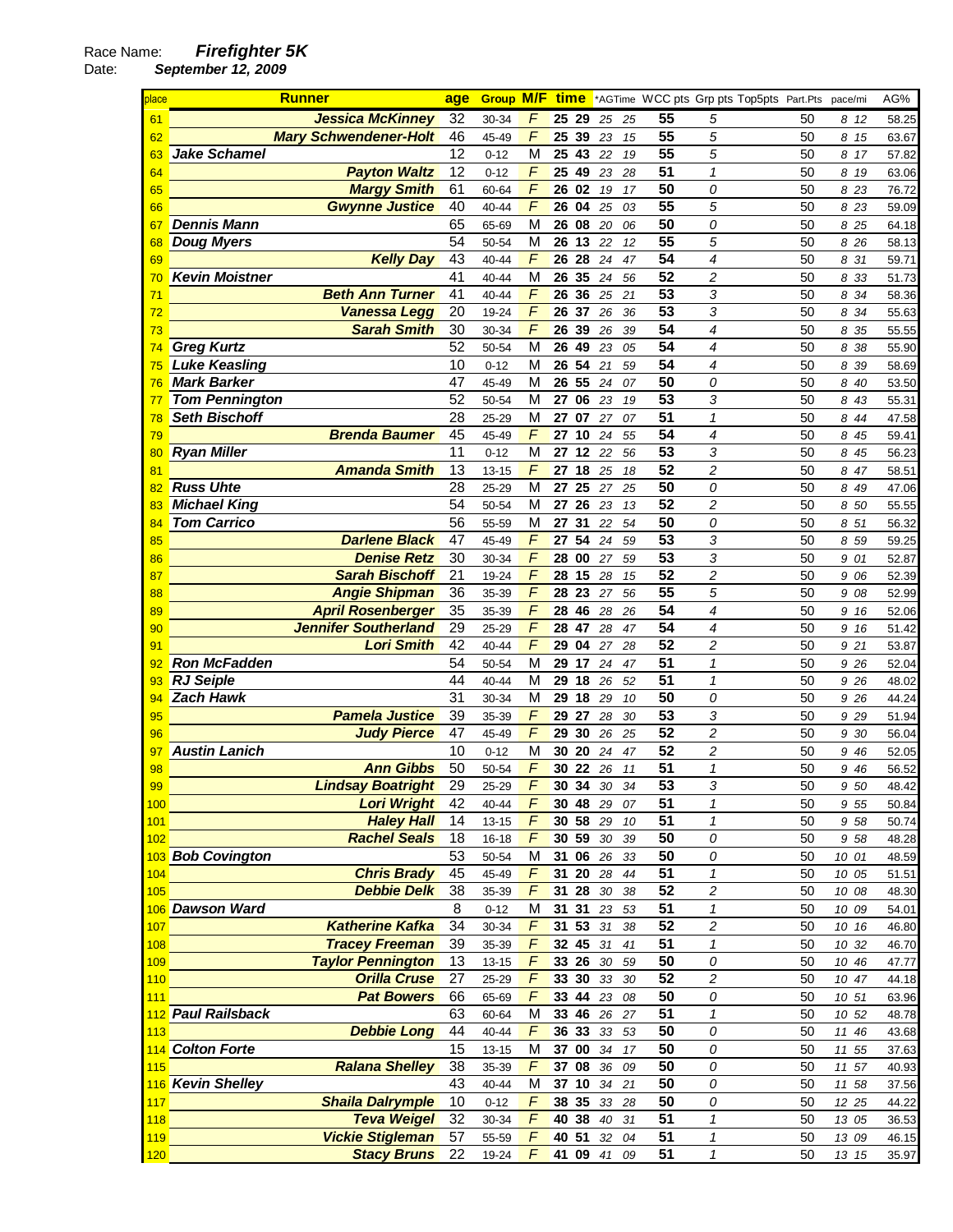Race Name: ***Firefighter 5K***
Date: ***September 12, 2009***

| place | Runner | age | Group | M/F | time | *AGTime | WCC pts | Grp pts | Top5pts | Part.Pts | pace/mi | AG% |
|---|---|---|---|---|---|---|---|---|---|---|---|---|
| 61 | Jessica McKinney | 32 | 30-34 | F | 25 29 | 25 25 | 55 | 5 | | 50 | 8 12 | 58.25 |
| 62 | Mary Schwendener-Holt | 46 | 45-49 | F | 25 39 | 23 15 | 55 | 5 | | 50 | 8 15 | 63.67 |
| 63 | Jake Schamel | 12 | 0-12 | M | 25 43 | 22 19 | 55 | 5 | | 50 | 8 17 | 57.82 |
| 64 | Payton Waltz | 12 | 0-12 | F | 25 49 | 23 28 | 51 | 1 | | 50 | 8 19 | 63.06 |
| 65 | Margy Smith | 61 | 60-64 | F | 26 02 | 19 17 | 50 | 0 | | 50 | 8 23 | 76.72 |
| 66 | Gwynne Justice | 40 | 40-44 | F | 26 04 | 25 03 | 55 | 5 | | 50 | 8 23 | 59.09 |
| 67 | Dennis Mann | 65 | 65-69 | M | 26 08 | 20 06 | 50 | 0 | | 50 | 8 25 | 64.18 |
| 68 | Doug Myers | 54 | 50-54 | M | 26 13 | 22 12 | 55 | 5 | | 50 | 8 26 | 58.13 |
| 69 | Kelly Day | 43 | 40-44 | F | 26 28 | 24 47 | 54 | 4 | | 50 | 8 31 | 59.71 |
| 70 | Kevin Moistner | 41 | 40-44 | M | 26 35 | 24 56 | 52 | 2 | | 50 | 8 33 | 51.73 |
| 71 | Beth Ann Turner | 41 | 40-44 | F | 26 36 | 25 21 | 53 | 3 | | 50 | 8 34 | 58.36 |
| 72 | Vanessa Legg | 20 | 19-24 | F | 26 37 | 26 36 | 53 | 3 | | 50 | 8 34 | 55.63 |
| 73 | Sarah Smith | 30 | 30-34 | F | 26 39 | 26 39 | 54 | 4 | | 50 | 8 35 | 55.55 |
| 74 | Greg Kurtz | 52 | 50-54 | M | 26 49 | 23 05 | 54 | 4 | | 50 | 8 38 | 55.90 |
| 75 | Luke Keasling | 10 | 0-12 | M | 26 54 | 21 59 | 54 | 4 | | 50 | 8 39 | 58.69 |
| 76 | Mark Barker | 47 | 45-49 | M | 26 55 | 24 07 | 50 | 0 | | 50 | 8 40 | 53.50 |
| 77 | Tom Pennington | 52 | 50-54 | M | 27 06 | 23 19 | 53 | 3 | | 50 | 8 43 | 55.31 |
| 78 | Seth Bischoff | 28 | 25-29 | M | 27 07 | 27 07 | 51 | 1 | | 50 | 8 44 | 47.58 |
| 79 | Brenda Baumer | 45 | 45-49 | F | 27 10 | 24 55 | 54 | 4 | | 50 | 8 45 | 59.41 |
| 80 | Ryan Miller | 11 | 0-12 | M | 27 12 | 22 56 | 53 | 3 | | 50 | 8 45 | 56.23 |
| 81 | Amanda Smith | 13 | 13-15 | F | 27 18 | 25 18 | 52 | 2 | | 50 | 8 47 | 58.51 |
| 82 | Russ Uhte | 28 | 25-29 | M | 27 25 | 27 25 | 50 | 0 | | 50 | 8 49 | 47.06 |
| 83 | Michael King | 54 | 50-54 | M | 27 26 | 23 13 | 52 | 2 | | 50 | 8 50 | 55.55 |
| 84 | Tom Carrico | 56 | 55-59 | M | 27 31 | 22 54 | 50 | 0 | | 50 | 8 51 | 56.32 |
| 85 | Darlene Black | 47 | 45-49 | F | 27 54 | 24 59 | 53 | 3 | | 50 | 8 59 | 59.25 |
| 86 | Denise Retz | 30 | 30-34 | F | 28 00 | 27 59 | 53 | 3 | | 50 | 9 01 | 52.87 |
| 87 | Sarah Bischoff | 21 | 19-24 | F | 28 15 | 28 15 | 52 | 2 | | 50 | 9 06 | 52.39 |
| 88 | Angie Shipman | 36 | 35-39 | F | 28 23 | 27 56 | 55 | 5 | | 50 | 9 08 | 52.99 |
| 89 | April Rosenberger | 35 | 35-39 | F | 28 46 | 28 26 | 54 | 4 | | 50 | 9 16 | 52.06 |
| 90 | Jennifer Southerland | 29 | 25-29 | F | 28 47 | 28 47 | 54 | 4 | | 50 | 9 16 | 51.42 |
| 91 | Lori Smith | 42 | 40-44 | F | 29 04 | 27 28 | 52 | 2 | | 50 | 9 21 | 53.87 |
| 92 | Ron McFadden | 54 | 50-54 | M | 29 17 | 24 47 | 51 | 1 | | 50 | 9 26 | 52.04 |
| 93 | RJ Seiple | 44 | 40-44 | M | 29 18 | 26 52 | 51 | 1 | | 50 | 9 26 | 48.02 |
| 94 | Zach Hawk | 31 | 30-34 | M | 29 18 | 29 10 | 50 | 0 | | 50 | 9 26 | 44.24 |
| 95 | Pamela Justice | 39 | 35-39 | F | 29 27 | 28 30 | 53 | 3 | | 50 | 9 29 | 51.94 |
| 96 | Judy Pierce | 47 | 45-49 | F | 29 30 | 26 25 | 52 | 2 | | 50 | 9 30 | 56.04 |
| 97 | Austin Lanich | 10 | 0-12 | M | 30 20 | 24 47 | 52 | 2 | | 50 | 9 46 | 52.05 |
| 98 | Ann Gibbs | 50 | 50-54 | F | 30 22 | 26 11 | 51 | 1 | | 50 | 9 46 | 56.52 |
| 99 | Lindsay Boatright | 29 | 25-29 | F | 30 34 | 30 34 | 53 | 3 | | 50 | 9 50 | 48.42 |
| 100 | Lori Wright | 42 | 40-44 | F | 30 48 | 29 07 | 51 | 1 | | 50 | 9 55 | 50.84 |
| 101 | Haley Hall | 14 | 13-15 | F | 30 58 | 29 10 | 51 | 1 | | 50 | 9 58 | 50.74 |
| 102 | Rachel Seals | 18 | 16-18 | F | 30 59 | 30 39 | 50 | 0 | | 50 | 9 58 | 48.28 |
| 103 | Bob Covington | 53 | 50-54 | M | 31 06 | 26 33 | 50 | 0 | | 50 | 10 01 | 48.59 |
| 104 | Chris Brady | 45 | 45-49 | F | 31 20 | 28 44 | 51 | 1 | | 50 | 10 05 | 51.51 |
| 105 | Debbie Delk | 38 | 35-39 | F | 31 28 | 30 38 | 52 | 2 | | 50 | 10 08 | 48.30 |
| 106 | Dawson Ward | 8 | 0-12 | M | 31 31 | 23 53 | 51 | 1 | | 50 | 10 09 | 54.01 |
| 107 | Katherine Kafka | 34 | 30-34 | F | 31 53 | 31 38 | 52 | 2 | | 50 | 10 16 | 46.80 |
| 108 | Tracey Freeman | 39 | 35-39 | F | 32 45 | 31 41 | 51 | 1 | | 50 | 10 32 | 46.70 |
| 109 | Taylor Pennington | 13 | 13-15 | F | 33 26 | 30 59 | 50 | 0 | | 50 | 10 46 | 47.77 |
| 110 | Orilla Cruse | 27 | 25-29 | F | 33 30 | 33 30 | 52 | 2 | | 50 | 10 47 | 44.18 |
| 111 | Pat Bowers | 66 | 65-69 | F | 33 44 | 23 08 | 50 | 0 | | 50 | 10 51 | 63.96 |
| 112 | Paul Railsback | 63 | 60-64 | M | 33 46 | 26 27 | 51 | 1 | | 50 | 10 52 | 48.78 |
| 113 | Debbie Long | 44 | 40-44 | F | 36 33 | 33 53 | 50 | 0 | | 50 | 11 46 | 43.68 |
| 114 | Colton Forte | 15 | 13-15 | M | 37 00 | 34 17 | 50 | 0 | | 50 | 11 55 | 37.63 |
| 115 | Ralana Shelley | 38 | 35-39 | F | 37 08 | 36 09 | 50 | 0 | | 50 | 11 57 | 40.93 |
| 116 | Kevin Shelley | 43 | 40-44 | M | 37 10 | 34 21 | 50 | 0 | | 50 | 11 58 | 37.56 |
| 117 | Shaila Dalrymple | 10 | 0-12 | F | 38 35 | 33 28 | 50 | 0 | | 50 | 12 25 | 44.22 |
| 118 | Teva Weigel | 32 | 30-34 | F | 40 38 | 40 31 | 51 | 1 | | 50 | 13 05 | 36.53 |
| 119 | Vickie Stigleman | 57 | 55-59 | F | 40 51 | 32 04 | 51 | 1 | | 50 | 13 09 | 46.15 |
| 120 | Stacy Bruns | 22 | 19-24 | F | 41 09 | 41 09 | 51 | 1 | | 50 | 13 15 | 35.97 |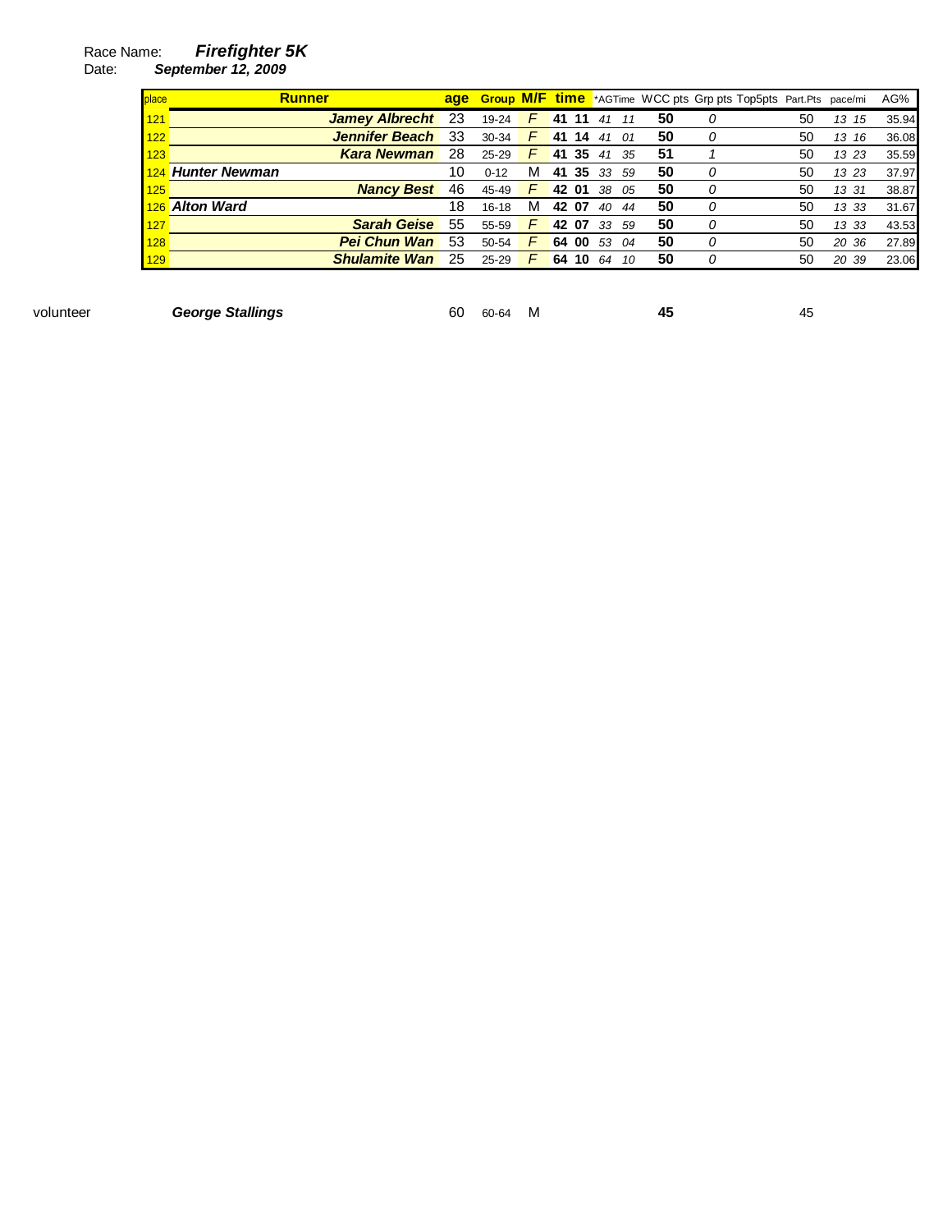Race Name: ***Firefighter 5K***
Date: ***September 12, 2009***

| place | Runner | age | Group | M/F | time | *AGTime | WCC pts | Grp pts | Top5pts | Part.Pts | pace/mi | AG% |
|---|---|---|---|---|---|---|---|---|---|---|---|---|
| 121 | *Jamey Albrecht* | 23 | 19-24 | F | 41 11 | 41 11 | 50 | 0 | | 50 | 13 15 | 35.94 |
| 122 | *Jennifer Beach* | 33 | 30-34 | F | 41 14 | 41 01 | 50 | 0 | | 50 | 13 16 | 36.08 |
| 123 | *Kara Newman* | 28 | 25-29 | F | 41 35 | 41 35 | 51 | 1 | | 50 | 13 23 | 35.59 |
| 124 | *Hunter Newman* | 10 | 0-12 | M | 41 35 | 33 59 | 50 | 0 | | 50 | 13 23 | 37.97 |
| 125 | *Nancy Best* | 46 | 45-49 | F | 42 01 | 38 05 | 50 | 0 | | 50 | 13 31 | 38.87 |
| 126 | *Alton Ward* | 18 | 16-18 | M | 42 07 | 40 44 | 50 | 0 | | 50 | 13 33 | 31.67 |
| 127 | *Sarah Geise* | 55 | 55-59 | F | 42 07 | 33 59 | 50 | 0 | | 50 | 13 33 | 43.53 |
| 128 | *Pei Chun Wan* | 53 | 50-54 | F | 64 00 | 53 04 | 50 | 0 | | 50 | 20 36 | 27.89 |
| 129 | *Shulamite Wan* | 25 | 25-29 | F | 64 10 | 64 10 | 50 | 0 | | 50 | 20 39 | 23.06 |
| volunteer | *George Stallings* | 60 | 60-64 | M | | | 45 | | | 45 | | |